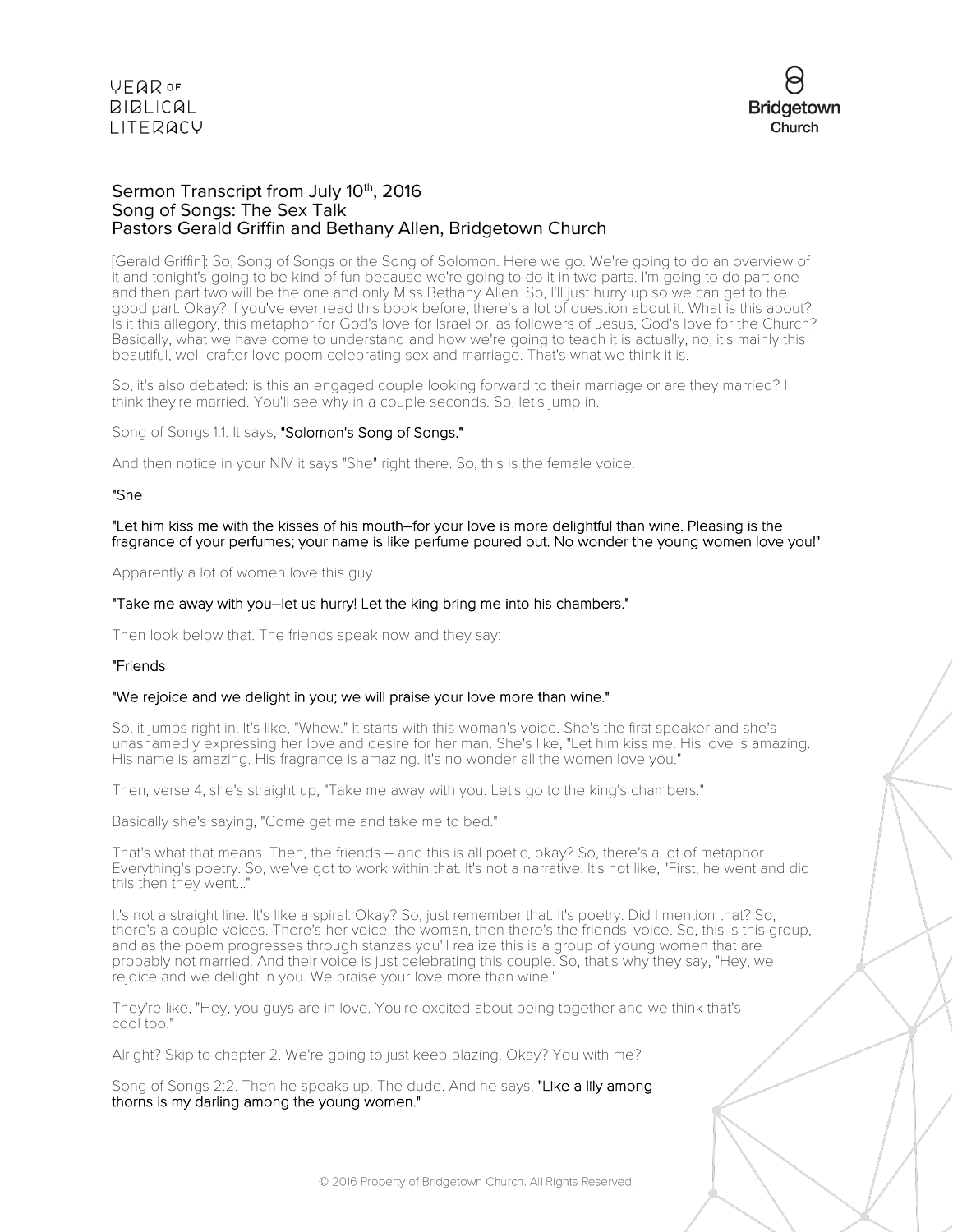# Sermon Transcript from July 10th, 2016
## Song of Songs: The Sex Talk
### Pastors Gerald Griffin and Bethany Allen, Bridgetown Church

[Gerald Griffin]: So, Song of Songs or the Song of Solomon. Here we go. We're going to do an overview of it and tonight's going to be kind of fun because we're going to do it in two parts. I'm going to do part one and then part two will be the one and only Miss Bethany Allen. So, I'll just hurry up so we can get to the good part. Okay? If you've ever read this book before, there's a lot of question about it. What is this about? Is it this allegory, this metaphor for God's love for Israel or, as followers of Jesus, God's love for the Church? Basically, what we have come to understand and how we're going to teach it is actually, no, it's mainly this beautiful, well-crafter love poem celebrating sex and marriage. That's what we think it is.

So, it's also debated: is this an engaged couple looking forward to their marriage or are they married? I think they're married. You'll see why in a couple seconds. So, let's jump in.

Song of Songs 1:1. It says, **"Solomon's Song of Songs."**

And then notice in your NIV it says "She" right there. So, this is the female voice.

**"She**

**"Let him kiss me with the kisses of his mouth–for your love is more delightful than wine. Pleasing is the fragrance of your perfumes; your name is like perfume poured out. No wonder the young women love you!"**

Apparently a lot of women love this guy.

**"Take me away with you–let us hurry! Let the king bring me into his chambers."**

Then look below that. The friends speak now and they say:

**"Friends**

**"We rejoice and we delight in you; we will praise your love more than wine."**

So, it jumps right in. It's like, "Whew." It starts with this woman's voice. She's the first speaker and she's unashamedly expressing her love and desire for her man. She's like, "Let him kiss me. His love is amazing. His name is amazing. His fragrance is amazing. It's no wonder all the women love you."

Then, verse 4, she's straight up, "Take me away with you. Let's go to the king's chambers."

Basically she's saying, "Come get me and take me to bed."

That's what that means. Then, the friends – and this is all poetic, okay? So, there's a lot of metaphor. Everything's poetry. So, we've got to work within that. It's not a narrative. It's not like, "First, he went and did this then they went..."

It's not a straight line. It's like a spiral. Okay? So, just remember that. It's poetry. Did I mention that? So, there's a couple voices. There's her voice, the woman, then there's the friends' voice. So, this is this group, and as the poem progresses through stanzas you'll realize this is a group of young women that are probably not married. And their voice is just celebrating this couple. So, that's why they say, "Hey, we rejoice and we delight in you. We praise your love more than wine."

They're like, "Hey, you guys are in love. You're excited about being together and we think that's cool too."

Alright? Skip to chapter 2. We're going to just keep blazing. Okay? You with me?

Song of Songs 2:2. Then he speaks up. The dude. And he says, **"Like a lily among thorns is my darling among the young women."**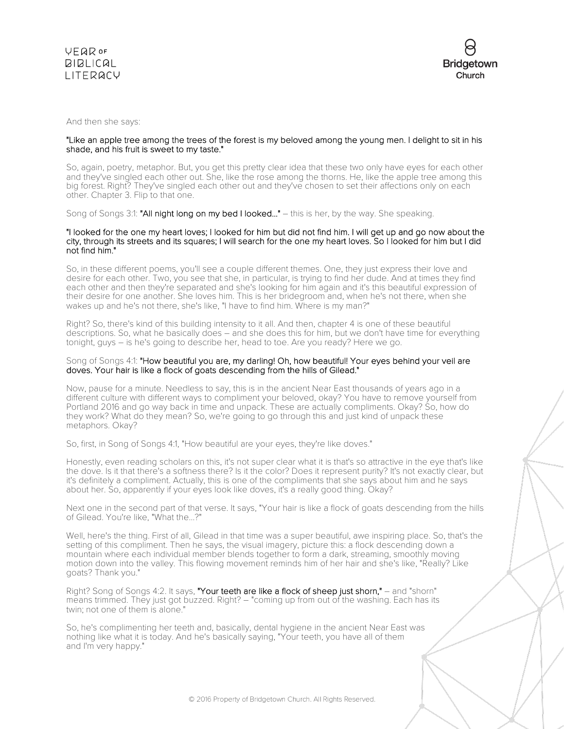And then she says:

**"Like an apple tree among the trees of the forest is my beloved among the young men. I delight to sit in his shade, and his fruit is sweet to my taste."**

So, again, poetry, metaphor. But, you get this pretty clear idea that these two only have eyes for each other and they've singled each other out. She, like the rose among the thorns. He, like the apple tree among this big forest. Right? They've singled each other out and they've chosen to set their affections only on each other. Chapter 3. Flip to that one.

Song of Songs 3:1: **"All night long on my bed I looked..."** – this is her, by the way. She speaking.

**"I looked for the one my heart loves; I looked for him but did not find him. I will get up and go now about the city, through its streets and its squares; I will search for the one my heart loves. So I looked for him but I did not find him."**

So, in these different poems, you'll see a couple different themes. One, they just express their love and desire for each other. Two, you see that she, in particular, is trying to find her dude. And at times they find each other and then they're separated and she's looking for him again and it's this beautiful expression of their desire for one another. She loves him. This is her bridegroom and, when he's not there, when she wakes up and he's not there, she's like, "I have to find him. Where is my man?"

Right? So, there's kind of this building intensity to it all. And then, chapter 4 is one of these beautiful descriptions. So, what he basically does – and she does this for him, but we don't have time for everything tonight, guys – is he's going to describe her, head to toe. Are you ready? Here we go.

Song of Songs 4:1: **"How beautiful you are, my darling! Oh, how beautiful! Your eyes behind your veil are doves. Your hair is like a flock of goats descending from the hills of Gilead."**

Now, pause for a minute. Needless to say, this is in the ancient Near East thousands of years ago in a different culture with different ways to compliment your beloved, okay? You have to remove yourself from Portland 2016 and go way back in time and unpack. These are actually compliments. Okay? So, how do they work? What do they mean? So, we're going to go through this and just kind of unpack these metaphors. Okay?

So, first, in Song of Songs 4:1, "How beautiful are your eyes, they're like doves."

Honestly, even reading scholars on this, it's not super clear what it is that's so attractive in the eye that's like the dove. Is it that there's a softness there? Is it the color? Does it represent purity? It's not exactly clear, but it's definitely a compliment. Actually, this is one of the compliments that she says about him and he says about her. So, apparently if your eyes look like doves, it's a really good thing. Okay?

Next one in the second part of that verse. It says, "Your hair is like a flock of goats descending from the hills of Gilead. You're like, "What the...?"

Well, here's the thing. First of all, Gilead in that time was a super beautiful, awe inspiring place. So, that's the setting of this compliment. Then he says, the visual imagery, picture this: a flock descending down a mountain where each individual member blends together to form a dark, streaming, smoothly moving motion down into the valley. This flowing movement reminds him of her hair and she's like, "Really? Like goats? Thank you."

Right? Song of Songs 4:2. It says, **"Your teeth are like a flock of sheep just shorn,"** – and "shorn" means trimmed. They just got buzzed. Right? – "coming up from out of the washing. Each has its twin; not one of them is alone."

So, he's complimenting her teeth and, basically, dental hygiene in the ancient Near East was nothing like what it is today. And he's basically saying, "Your teeth, you have all of them and I'm very happy."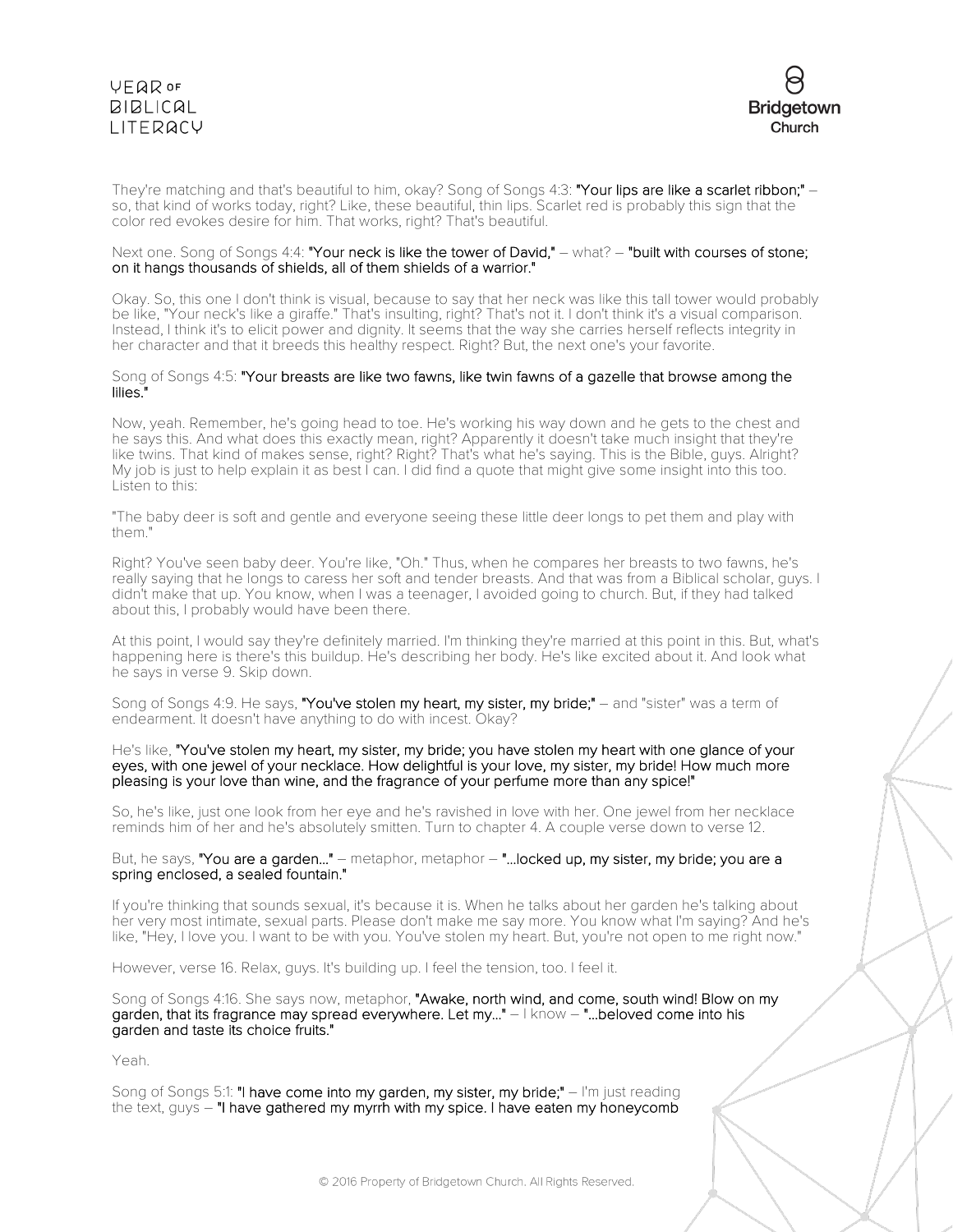They're matching and that's beautiful to him, okay? Song of Songs 4:3: **"Your lips are like a scarlet ribbon;"** – so, that kind of works today, right? Like, these beautiful, thin lips. Scarlet red is probably this sign that the color red evokes desire for him. That works, right? That's beautiful.

Next one. Song of Songs 4:4: **"Your neck is like the tower of David,"** – what? – **"built with courses of stone; on it hangs thousands of shields, all of them shields of a warrior."**

Okay. So, this one I don't think is visual, because to say that her neck was like this tall tower would probably be like, "Your neck's like a giraffe." That's insulting, right? That's not it. I don't think it's a visual comparison. Instead, I think it's to elicit power and dignity. It seems that the way she carries herself reflects integrity in her character and that it breeds this healthy respect. Right? But, the next one's your favorite.

Song of Songs 4:5: **"Your breasts are like two fawns, like twin fawns of a gazelle that browse among the lilies."**

Now, yeah. Remember, he's going head to toe. He's working his way down and he gets to the chest and he says this. And what does this exactly mean, right? Apparently it doesn't take much insight that they're like twins. That kind of makes sense, right? Right? That's what he's saying. This is the Bible, guys. Alright? My job is just to help explain it as best I can. I did find a quote that might give some insight into this too. Listen to this:

"The baby deer is soft and gentle and everyone seeing these little deer longs to pet them and play with them."

Right? You've seen baby deer. You're like, "Oh." Thus, when he compares her breasts to two fawns, he's really saying that he longs to caress her soft and tender breasts. And that was from a Biblical scholar, guys. I didn't make that up. You know, when I was a teenager, I avoided going to church. But, if they had talked about this, I probably would have been there.

At this point, I would say they're definitely married. I'm thinking they're married at this point in this. But, what's happening here is there's this buildup. He's describing her body. He's like excited about it. And look what he says in verse 9. Skip down.

Song of Songs 4:9. He says, **"You've stolen my heart, my sister, my bride;"** – and "sister" was a term of endearment. It doesn't have anything to do with incest. Okay?

He's like, **"You've stolen my heart, my sister, my bride; you have stolen my heart with one glance of your eyes, with one jewel of your necklace. How delightful is your love, my sister, my bride! How much more pleasing is your love than wine, and the fragrance of your perfume more than any spice!"**

So, he's like, just one look from her eye and he's ravished in love with her. One jewel from her necklace reminds him of her and he's absolutely smitten. Turn to chapter 4. A couple verse down to verse 12.

But, he says, **"You are a garden..."** – metaphor, metaphor – **"...locked up, my sister, my bride; you are a spring enclosed, a sealed fountain."**

If you're thinking that sounds sexual, it's because it is. When he talks about her garden he's talking about her very most intimate, sexual parts. Please don't make me say more. You know what I'm saying? And he's like, "Hey, I love you. I want to be with you. You've stolen my heart. But, you're not open to me right now."

However, verse 16. Relax, guys. It's building up. I feel the tension, too. I feel it.

Song of Songs 4:16. She says now, metaphor, **"Awake, north wind, and come, south wind! Blow on my garden, that its fragrance may spread everywhere. Let my..."** – I know – **"...beloved come into his garden and taste its choice fruits."**

Yeah.

Song of Songs 5:1: **"I have come into my garden, my sister, my bride;"** – I'm just reading the text, guys – **"I have gathered my myrrh with my spice. I have eaten my honeycomb**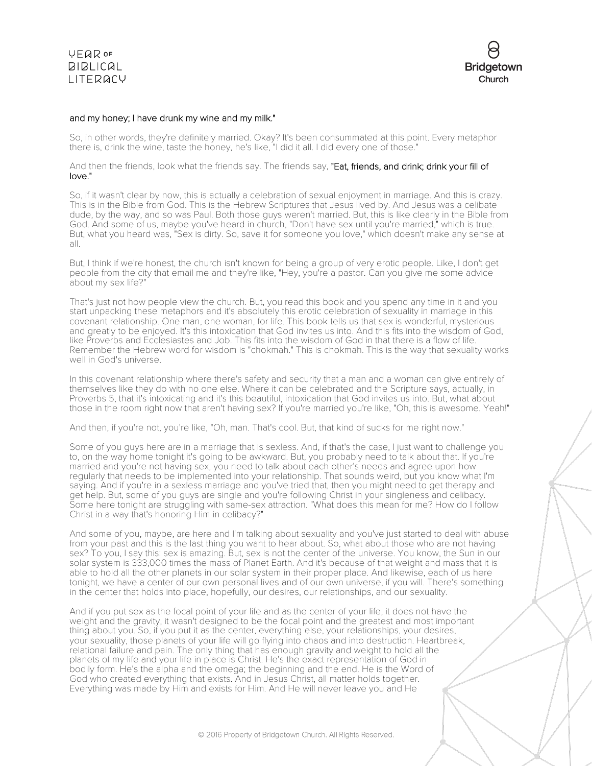and my honey; I have drunk my wine and my milk."

So, in other words, they're definitely married. Okay? It's been consummated at this point. Every metaphor there is, drink the wine, taste the honey, he's like, "I did it all. I did every one of those."

And then the friends, look what the friends say. The friends say, "Eat, friends, and drink; drink your fill of love."

So, if it wasn't clear by now, this is actually a celebration of sexual enjoyment in marriage. And this is crazy. This is in the Bible from God. This is the Hebrew Scriptures that Jesus lived by. And Jesus was a celibate dude, by the way, and so was Paul. Both those guys weren't married. But, this is like clearly in the Bible from God. And some of us, maybe you've heard in church, "Don't have sex until you're married," which is true. But, what you heard was, "Sex is dirty. So, save it for someone you love," which doesn't make any sense at all.

But, I think if we're honest, the church isn't known for being a group of very erotic people. Like, I don't get people from the city that email me and they're like, "Hey, you're a pastor. Can you give me some advice about my sex life?"

That's just not how people view the church. But, you read this book and you spend any time in it and you start unpacking these metaphors and it's absolutely this erotic celebration of sexuality in marriage in this covenant relationship. One man, one woman, for life. This book tells us that sex is wonderful, mysterious and greatly to be enjoyed. It's this intoxication that God invites us into. And this fits into the wisdom of God, like Proverbs and Ecclesiastes and Job. This fits into the wisdom of God in that there is a flow of life. Remember the Hebrew word for wisdom is "chokmah." This is chokmah. This is the way that sexuality works well in God's universe.

In this covenant relationship where there's safety and security that a man and a woman can give entirely of themselves like they do with no one else. Where it can be celebrated and the Scripture says, actually, in Proverbs 5, that it's intoxicating and it's this beautiful, intoxication that God invites us into. But, what about those in the room right now that aren't having sex? If you're married you're like, "Oh, this is awesome. Yeah!"

And then, if you're not, you're like, "Oh, man. That's cool. But, that kind of sucks for me right now."

Some of you guys here are in a marriage that is sexless. And, if that's the case, I just want to challenge you to, on the way home tonight it's going to be awkward. But, you probably need to talk about that. If you're married and you're not having sex, you need to talk about each other's needs and agree upon how regularly that needs to be implemented into your relationship. That sounds weird, but you know what I'm saying. And if you're in a sexless marriage and you've tried that, then you might need to get therapy and get help. But, some of you guys are single and you're following Christ in your singleness and celibacy. Some here tonight are struggling with same-sex attraction. "What does this mean for me? How do I follow Christ in a way that's honoring Him in celibacy?"

And some of you, maybe, are here and I'm talking about sexuality and you've just started to deal with abuse from your past and this is the last thing you want to hear about. So, what about those who are not having sex? To you, I say this: sex is amazing. But, sex is not the center of the universe. You know, the Sun in our solar system is 333,000 times the mass of Planet Earth. And it's because of that weight and mass that it is able to hold all the other planets in our solar system in their proper place. And likewise, each of us here tonight, we have a center of our own personal lives and of our own universe, if you will. There's something in the center that holds into place, hopefully, our desires, our relationships, and our sexuality.

And if you put sex as the focal point of your life and as the center of your life, it does not have the weight and the gravity, it wasn't designed to be the focal point and the greatest and most important thing about you. So, if you put it as the center, everything else, your relationships, your desires, your sexuality, those planets of your life will go flying into chaos and into destruction. Heartbreak, relational failure and pain. The only thing that has enough gravity and weight to hold all the planets of my life and your life in place is Christ. He's the exact representation of God in bodily form. He's the alpha and the omega; the beginning and the end. He is the Word of God who created everything that exists. And in Jesus Christ, all matter holds together. Everything was made by Him and exists for Him. And He will never leave you and He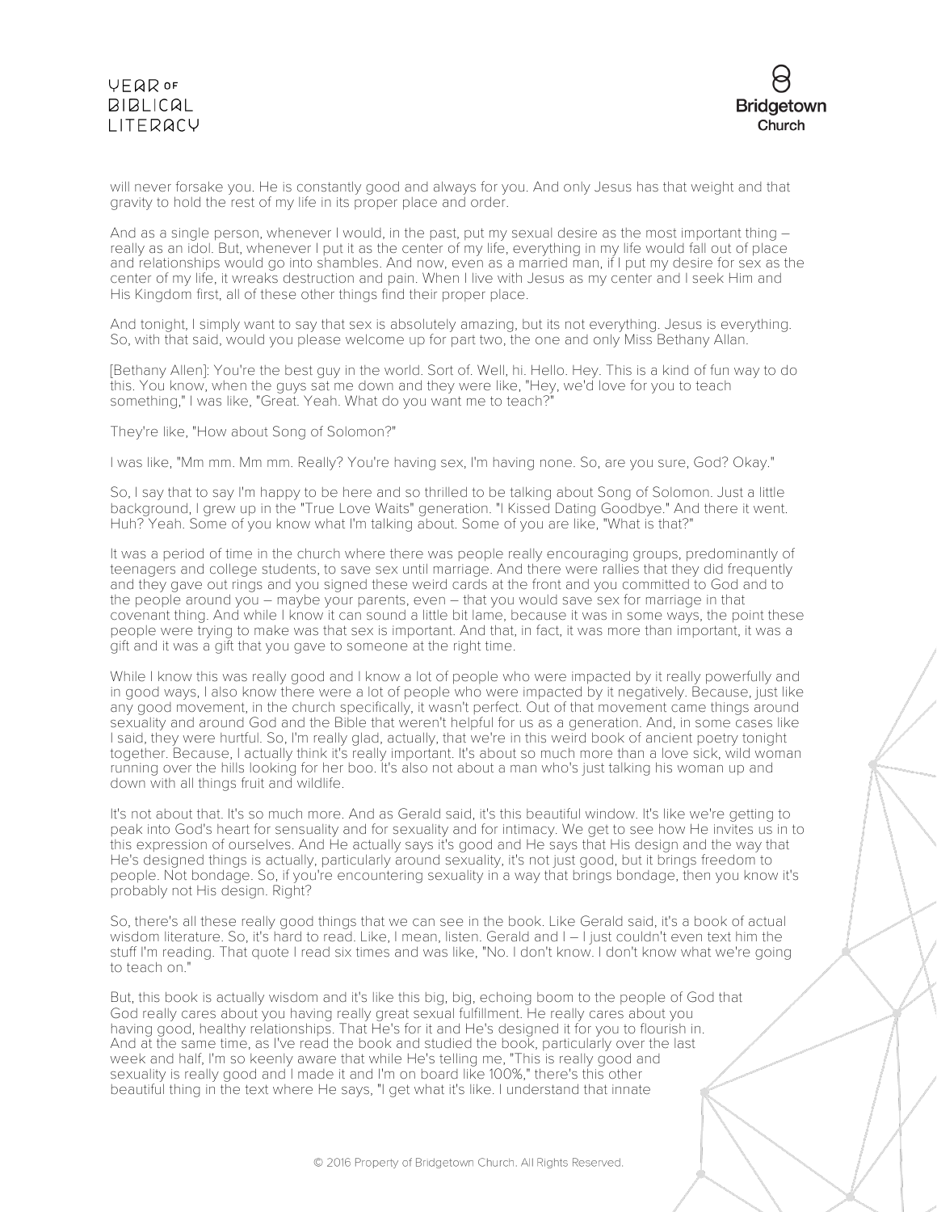will never forsake you. He is constantly good and always for you. And only Jesus has that weight and that gravity to hold the rest of my life in its proper place and order.

And as a single person, whenever I would, in the past, put my sexual desire as the most important thing – really as an idol. But, whenever I put it as the center of my life, everything in my life would fall out of place and relationships would go into shambles. And now, even as a married man, if I put my desire for sex as the center of my life, it wreaks destruction and pain. When I live with Jesus as my center and I seek Him and His Kingdom first, all of these other things find their proper place.

And tonight, I simply want to say that sex is absolutely amazing, but its not everything. Jesus is everything. So, with that said, would you please welcome up for part two, the one and only Miss Bethany Allan.

[Bethany Allen]: You're the best guy in the world. Sort of. Well, hi. Hello. Hey. This is a kind of fun way to do this. You know, when the guys sat me down and they were like, "Hey, we'd love for you to teach something," I was like, "Great. Yeah. What do you want me to teach?"

They're like, "How about Song of Solomon?"

I was like, "Mm mm. Mm mm. Really? You're having sex, I'm having none. So, are you sure, God? Okay."

So, I say that to say I'm happy to be here and so thrilled to be talking about Song of Solomon. Just a little background, I grew up in the "True Love Waits" generation. "I Kissed Dating Goodbye." And there it went. Huh? Yeah. Some of you know what I'm talking about. Some of you are like, "What is that?"

It was a period of time in the church where there was people really encouraging groups, predominantly of teenagers and college students, to save sex until marriage. And there were rallies that they did frequently and they gave out rings and you signed these weird cards at the front and you committed to God and to the people around you – maybe your parents, even – that you would save sex for marriage in that covenant thing. And while I know it can sound a little bit lame, because it was in some ways, the point these people were trying to make was that sex is important. And that, in fact, it was more than important, it was a gift and it was a gift that you gave to someone at the right time.

While I know this was really good and I know a lot of people who were impacted by it really powerfully and in good ways, I also know there were a lot of people who were impacted by it negatively. Because, just like any good movement, in the church specifically, it wasn't perfect. Out of that movement came things around sexuality and around God and the Bible that weren't helpful for us as a generation. And, in some cases like I said, they were hurtful. So, I'm really glad, actually, that we're in this weird book of ancient poetry tonight together. Because, I actually think it's really important. It's about so much more than a love sick, wild woman running over the hills looking for her boo. It's also not about a man who's just talking his woman up and down with all things fruit and wildlife.

It's not about that. It's so much more. And as Gerald said, it's this beautiful window. It's like we're getting to peak into God's heart for sensuality and for sexuality and for intimacy. We get to see how He invites us in to this expression of ourselves. And He actually says it's good and He says that His design and the way that He's designed things is actually, particularly around sexuality, it's not just good, but it brings freedom to people. Not bondage. So, if you're encountering sexuality in a way that brings bondage, then you know it's probably not His design. Right?

So, there's all these really good things that we can see in the book. Like Gerald said, it's a book of actual wisdom literature. So, it's hard to read. Like, I mean, listen. Gerald and I – I just couldn't even text him the stuff I'm reading. That quote I read six times and was like, "No. I don't know. I don't know what we're going to teach on."

But, this book is actually wisdom and it's like this big, big, echoing boom to the people of God that God really cares about you having really great sexual fulfillment. He really cares about you having good, healthy relationships. That He's for it and He's designed it for you to flourish in. And at the same time, as I've read the book and studied the book, particularly over the last week and half, I'm so keenly aware that while He's telling me, "This is really good and sexuality is really good and I made it and I'm on board like 100%," there's this other beautiful thing in the text where He says, "I get what it's like. I understand that innate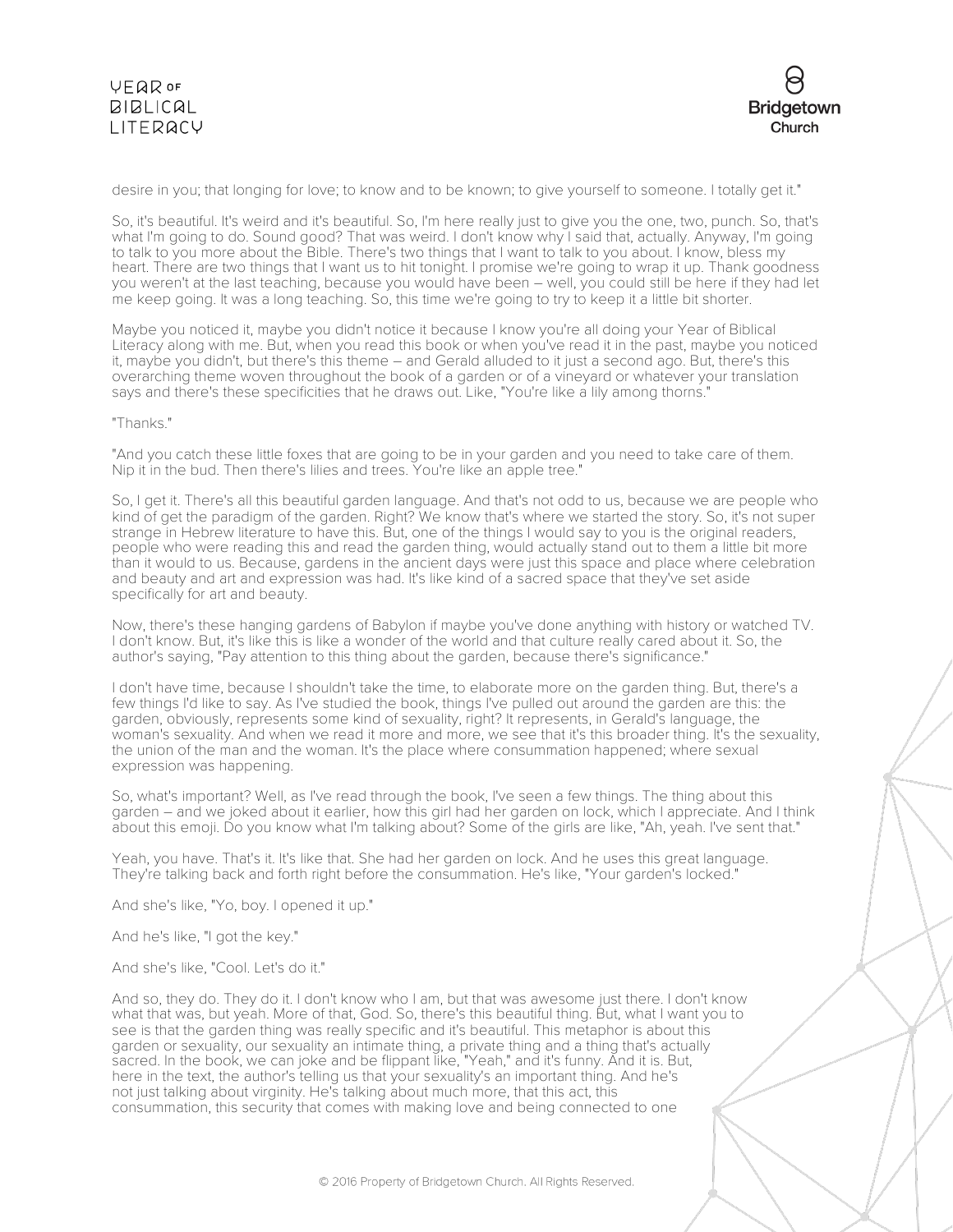desire in you; that longing for love; to know and to be known; to give yourself to someone. I totally get it."

So, it's beautiful. It's weird and it's beautiful. So, I'm here really just to give you the one, two, punch. So, that's what I'm going to do. Sound good? That was weird. I don't know why I said that, actually. Anyway, I'm going to talk to you more about the Bible. There's two things that I want to talk to you about. I know, bless my heart. There are two things that I want us to hit tonight. I promise we're going to wrap it up. Thank goodness you weren't at the last teaching, because you would have been – well, you could still be here if they had let me keep going. It was a long teaching. So, this time we're going to try to keep it a little bit shorter.

Maybe you noticed it, maybe you didn't notice it because I know you're all doing your Year of Biblical Literacy along with me. But, when you read this book or when you've read it in the past, maybe you noticed it, maybe you didn't, but there's this theme – and Gerald alluded to it just a second ago. But, there's this overarching theme woven throughout the book of a garden or of a vineyard or whatever your translation says and there's these specificities that he draws out. Like, "You're like a lily among thorns."

"Thanks."

"And you catch these little foxes that are going to be in your garden and you need to take care of them. Nip it in the bud. Then there's lilies and trees. You're like an apple tree."

So, I get it. There's all this beautiful garden language. And that's not odd to us, because we are people who kind of get the paradigm of the garden. Right? We know that's where we started the story. So, it's not super strange in Hebrew literature to have this. But, one of the things I would say to you is the original readers, people who were reading this and read the garden thing, would actually stand out to them a little bit more than it would to us. Because, gardens in the ancient days were just this space and place where celebration and beauty and art and expression was had. It's like kind of a sacred space that they've set aside specifically for art and beauty.

Now, there's these hanging gardens of Babylon if maybe you've done anything with history or watched TV. I don't know. But, it's like this is like a wonder of the world and that culture really cared about it. So, the author's saying, "Pay attention to this thing about the garden, because there's significance."

I don't have time, because I shouldn't take the time, to elaborate more on the garden thing. But, there's a few things I'd like to say. As I've studied the book, things I've pulled out around the garden are this: the garden, obviously, represents some kind of sexuality, right? It represents, in Gerald's language, the woman's sexuality. And when we read it more and more, we see that it's this broader thing. It's the sexuality, the union of the man and the woman. It's the place where consummation happened; where sexual expression was happening.

So, what's important? Well, as I've read through the book, I've seen a few things. The thing about this garden – and we joked about it earlier, how this girl had her garden on lock, which I appreciate. And I think about this emoji. Do you know what I'm talking about? Some of the girls are like, "Ah, yeah. I've sent that."

Yeah, you have. That's it. It's like that. She had her garden on lock. And he uses this great language. They're talking back and forth right before the consummation. He's like, "Your garden's locked."

And she's like, "Yo, boy. I opened it up."

And he's like, "I got the key."

And she's like, "Cool. Let's do it."

And so, they do. They do it. I don't know who I am, but that was awesome just there. I don't know what that was, but yeah. More of that, God. So, there's this beautiful thing. But, what I want you to see is that the garden thing was really specific and it's beautiful. This metaphor is about this garden or sexuality, our sexuality an intimate thing, a private thing and a thing that's actually sacred. In the book, we can joke and be flippant like, "Yeah," and it's funny. And it is. But, here in the text, the author's telling us that your sexuality's an important thing. And he's not just talking about virginity. He's talking about much more, that this act, this consummation, this security that comes with making love and being connected to one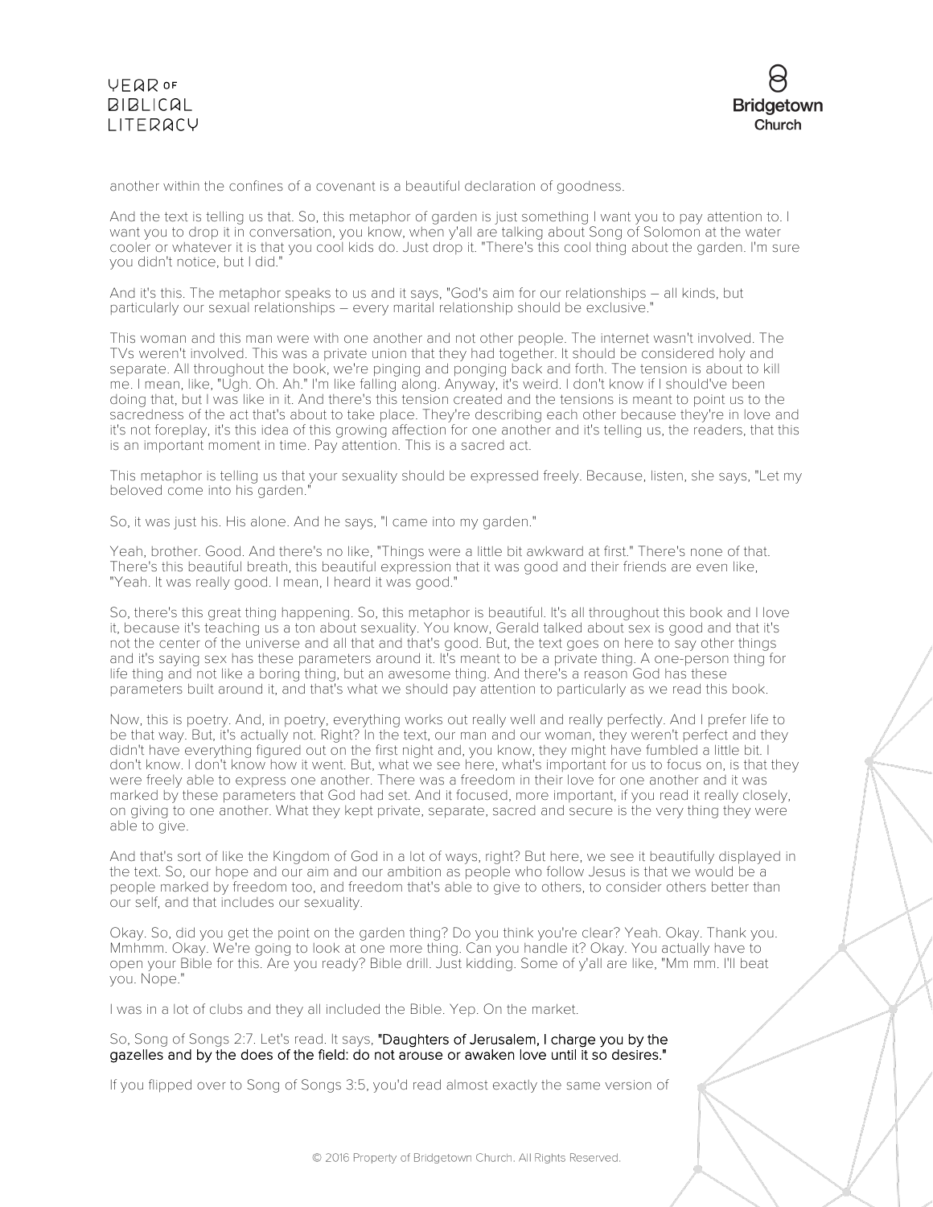another within the confines of a covenant is a beautiful declaration of goodness.

And the text is telling us that. So, this metaphor of garden is just something I want you to pay attention to. I want you to drop it in conversation, you know, when y'all are talking about Song of Solomon at the water cooler or whatever it is that you cool kids do. Just drop it. "There's this cool thing about the garden. I'm sure you didn't notice, but I did."

And it's this. The metaphor speaks to us and it says, "God's aim for our relationships – all kinds, but particularly our sexual relationships – every marital relationship should be exclusive."

This woman and this man were with one another and not other people. The internet wasn't involved. The TVs weren't involved. This was a private union that they had together. It should be considered holy and separate. All throughout the book, we're pinging and ponging back and forth. The tension is about to kill me. I mean, like, "Ugh. Oh. Ah." I'm like falling along. Anyway, it's weird. I don't know if I should've been doing that, but I was like in it. And there's this tension created and the tensions is meant to point us to the sacredness of the act that's about to take place. They're describing each other because they're in love and it's not foreplay, it's this idea of this growing affection for one another and it's telling us, the readers, that this is an important moment in time. Pay attention. This is a sacred act.

This metaphor is telling us that your sexuality should be expressed freely. Because, listen, she says, "Let my beloved come into his garden."

So, it was just his. His alone. And he says, "I came into my garden."

Yeah, brother. Good. And there's no like, "Things were a little bit awkward at first." There's none of that. There's this beautiful breath, this beautiful expression that it was good and their friends are even like, "Yeah. It was really good. I mean, I heard it was good."

So, there's this great thing happening. So, this metaphor is beautiful. It's all throughout this book and I love it, because it's teaching us a ton about sexuality. You know, Gerald talked about sex is good and that it's not the center of the universe and all that and that's good. But, the text goes on here to say other things and it's saying sex has these parameters around it. It's meant to be a private thing. A one-person thing for life thing and not like a boring thing, but an awesome thing. And there's a reason God has these parameters built around it, and that's what we should pay attention to particularly as we read this book.

Now, this is poetry. And, in poetry, everything works out really well and really perfectly. And I prefer life to be that way. But, it's actually not. Right? In the text, our man and our woman, they weren't perfect and they didn't have everything figured out on the first night and, you know, they might have fumbled a little bit. I don't know. I don't know how it went. But, what we see here, what's important for us to focus on, is that they were freely able to express one another. There was a freedom in their love for one another and it was marked by these parameters that God had set. And it focused, more important, if you read it really closely, on giving to one another. What they kept private, separate, sacred and secure is the very thing they were able to give.

And that's sort of like the Kingdom of God in a lot of ways, right? But here, we see it beautifully displayed in the text. So, our hope and our aim and our ambition as people who follow Jesus is that we would be a people marked by freedom too, and freedom that's able to give to others, to consider others better than our self, and that includes our sexuality.

Okay. So, did you get the point on the garden thing? Do you think you're clear? Yeah. Okay. Thank you. Mmhmm. Okay. We're going to look at one more thing. Can you handle it? Okay. You actually have to open your Bible for this. Are you ready? Bible drill. Just kidding. Some of y'all are like, "Mm mm. I'll beat you. Nope."

I was in a lot of clubs and they all included the Bible. Yep. On the market.

So, Song of Songs 2:7. Let's read. It says, "Daughters of Jerusalem, I charge you by the gazelles and by the does of the field: do not arouse or awaken love until it so desires."

If you flipped over to Song of Songs 3:5, you'd read almost exactly the same version of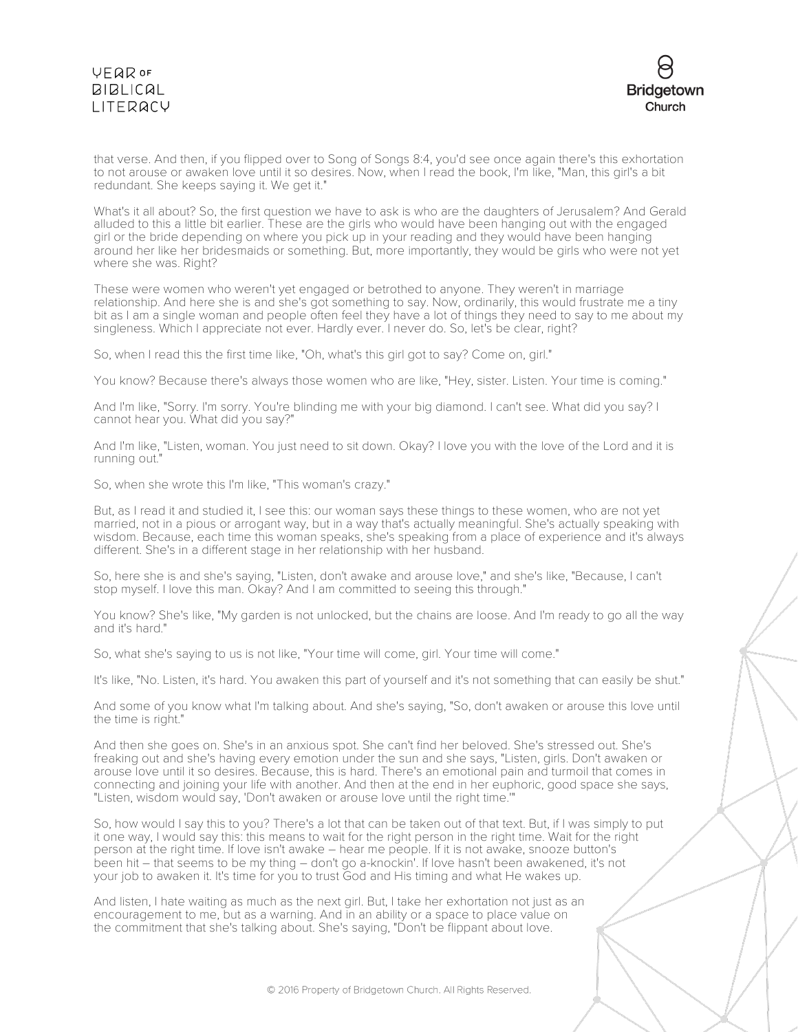that verse. And then, if you flipped over to Song of Songs 8:4, you'd see once again there's this exhortation to not arouse or awaken love until it so desires. Now, when I read the book, I'm like, "Man, this girl's a bit redundant. She keeps saying it. We get it."

What's it all about? So, the first question we have to ask is who are the daughters of Jerusalem? And Gerald alluded to this a little bit earlier. These are the girls who would have been hanging out with the engaged girl or the bride depending on where you pick up in your reading and they would have been hanging around her like her bridesmaids or something. But, more importantly, they would be girls who were not yet where she was. Right?

These were women who weren't yet engaged or betrothed to anyone. They weren't in marriage relationship. And here she is and she's got something to say. Now, ordinarily, this would frustrate me a tiny bit as I am a single woman and people often feel they have a lot of things they need to say to me about my singleness. Which I appreciate not ever. Hardly ever. I never do. So, let's be clear, right?

So, when I read this the first time like, "Oh, what's this girl got to say? Come on, girl."

You know? Because there's always those women who are like, "Hey, sister. Listen. Your time is coming."

And I'm like, "Sorry. I'm sorry. You're blinding me with your big diamond. I can't see. What did you say? I cannot hear you. What did you say?"

And I'm like, "Listen, woman. You just need to sit down. Okay? I love you with the love of the Lord and it is running out."

So, when she wrote this I'm like, "This woman's crazy."

But, as I read it and studied it, I see this: our woman says these things to these women, who are not yet married, not in a pious or arrogant way, but in a way that's actually meaningful. She's actually speaking with wisdom. Because, each time this woman speaks, she's speaking from a place of experience and it's always different. She's in a different stage in her relationship with her husband.

So, here she is and she's saying, "Listen, don't awake and arouse love," and she's like, "Because, I can't stop myself. I love this man. Okay? And I am committed to seeing this through."

You know? She's like, "My garden is not unlocked, but the chains are loose. And I'm ready to go all the way and it's hard."

So, what she's saying to us is not like, "Your time will come, girl. Your time will come."

It's like, "No. Listen, it's hard. You awaken this part of yourself and it's not something that can easily be shut."

And some of you know what I'm talking about. And she's saying, "So, don't awaken or arouse this love until the time is right."

And then she goes on. She's in an anxious spot. She can't find her beloved. She's stressed out. She's freaking out and she's having every emotion under the sun and she says, "Listen, girls. Don't awaken or arouse love until it so desires. Because, this is hard. There's an emotional pain and turmoil that comes in connecting and joining your life with another. And then at the end in her euphoric, good space she says, "Listen, wisdom would say, 'Don't awaken or arouse love until the right time.'"

So, how would I say this to you? There's a lot that can be taken out of that text. But, if I was simply to put it one way, I would say this: this means to wait for the right person in the right time. Wait for the right person at the right time. If love isn't awake – hear me people. If it is not awake, snooze button's been hit – that seems to be my thing – don't go a-knockin'. If love hasn't been awakened, it's not your job to awaken it. It's time for you to trust God and His timing and what He wakes up.

And listen, I hate waiting as much as the next girl. But, I take her exhortation not just as an encouragement to me, but as a warning. And in an ability or a space to place value on the commitment that she's talking about. She's saying, "Don't be flippant about love.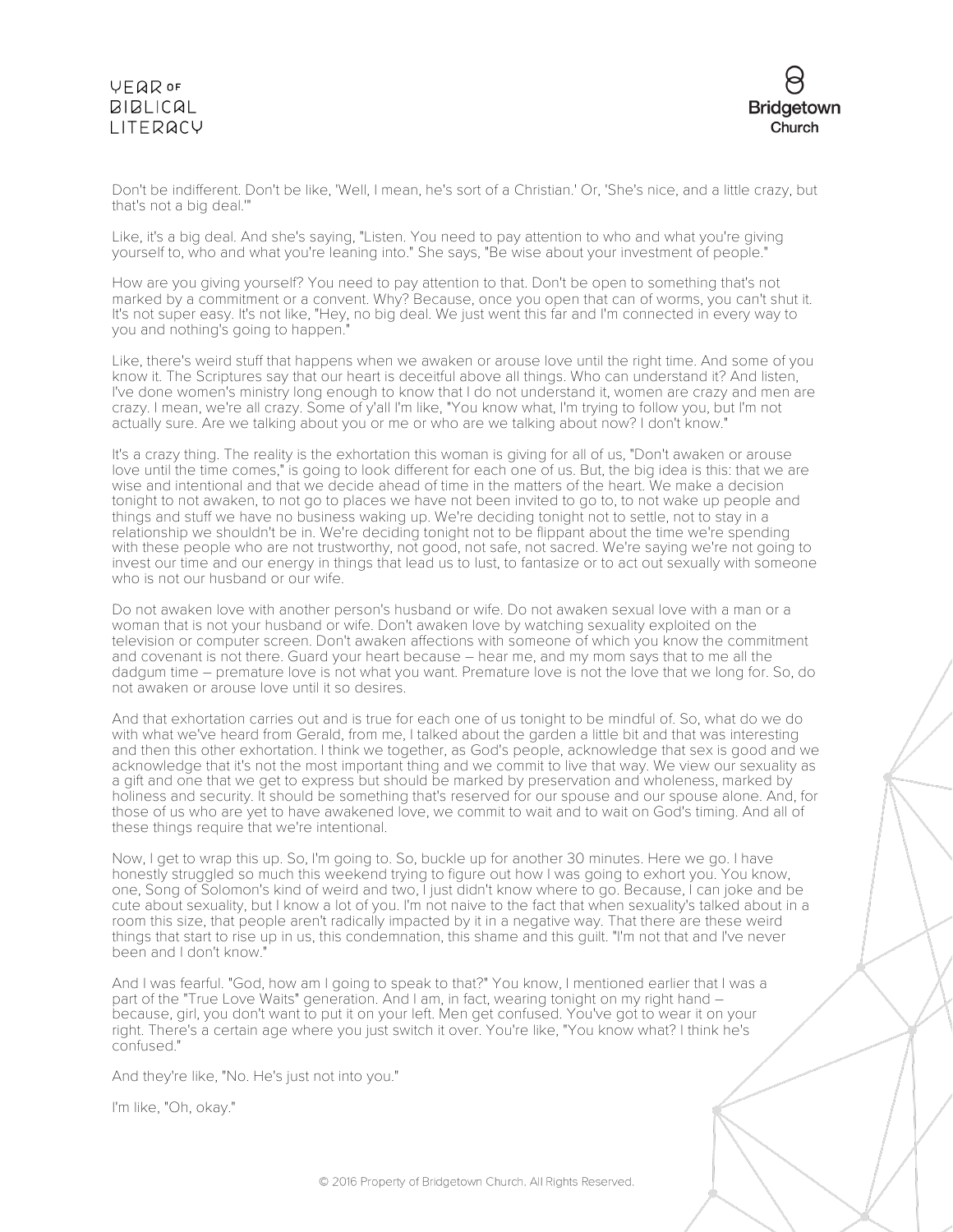Don't be indifferent. Don't be like, 'Well, I mean, he's sort of a Christian.' Or, 'She's nice, and a little crazy, but that's not a big deal.'"

Like, it's a big deal. And she's saying, "Listen. You need to pay attention to who and what you're giving yourself to, who and what you're leaning into." She says, "Be wise about your investment of people."

How are you giving yourself? You need to pay attention to that. Don't be open to something that's not marked by a commitment or a convent. Why? Because, once you open that can of worms, you can't shut it. It's not super easy. It's not like, "Hey, no big deal. We just went this far and I'm connected in every way to you and nothing's going to happen."

Like, there's weird stuff that happens when we awaken or arouse love until the right time. And some of you know it. The Scriptures say that our heart is deceitful above all things. Who can understand it? And listen, I've done women's ministry long enough to know that I do not understand it, women are crazy and men are crazy. I mean, we're all crazy. Some of y'all I'm like, "You know what, I'm trying to follow you, but I'm not actually sure. Are we talking about you or me or who are we talking about now? I don't know."

It's a crazy thing. The reality is the exhortation this woman is giving for all of us, "Don't awaken or arouse love until the time comes," is going to look different for each one of us. But, the big idea is this: that we are wise and intentional and that we decide ahead of time in the matters of the heart. We make a decision tonight to not awaken, to not go to places we have not been invited to go to, to not wake up people and things and stuff we have no business waking up. We're deciding tonight not to settle, not to stay in a relationship we shouldn't be in. We're deciding tonight not to be flippant about the time we're spending with these people who are not trustworthy, not good, not safe, not sacred. We're saying we're not going to invest our time and our energy in things that lead us to lust, to fantasize or to act out sexually with someone who is not our husband or our wife.

Do not awaken love with another person's husband or wife. Do not awaken sexual love with a man or a woman that is not your husband or wife. Don't awaken love by watching sexuality exploited on the television or computer screen. Don't awaken affections with someone of which you know the commitment and covenant is not there. Guard your heart because – hear me, and my mom says that to me all the dadgum time – premature love is not what you want. Premature love is not the love that we long for. So, do not awaken or arouse love until it so desires.

And that exhortation carries out and is true for each one of us tonight to be mindful of. So, what do we do with what we've heard from Gerald, from me, I talked about the garden a little bit and that was interesting and then this other exhortation. I think we together, as God's people, acknowledge that sex is good and we acknowledge that it's not the most important thing and we commit to live that way. We view our sexuality as a gift and one that we get to express but should be marked by preservation and wholeness, marked by holiness and security. It should be something that's reserved for our spouse and our spouse alone. And, for those of us who are yet to have awakened love, we commit to wait and to wait on God's timing. And all of these things require that we're intentional.

Now, I get to wrap this up. So, I'm going to. So, buckle up for another 30 minutes. Here we go. I have honestly struggled so much this weekend trying to figure out how I was going to exhort you. You know, one, Song of Solomon's kind of weird and two, I just didn't know where to go. Because, I can joke and be cute about sexuality, but I know a lot of you. I'm not naive to the fact that when sexuality's talked about in a room this size, that people aren't radically impacted by it in a negative way. That there are these weird things that start to rise up in us, this condemnation, this shame and this guilt. "I'm not that and I've never been and I don't know."

And I was fearful. "God, how am I going to speak to that?" You know, I mentioned earlier that I was a part of the "True Love Waits" generation. And I am, in fact, wearing tonight on my right hand – because, girl, you don't want to put it on your left. Men get confused. You've got to wear it on your right. There's a certain age where you just switch it over. You're like, "You know what? I think he's confused."

And they're like, "No. He's just not into you."

I'm like, "Oh, okay."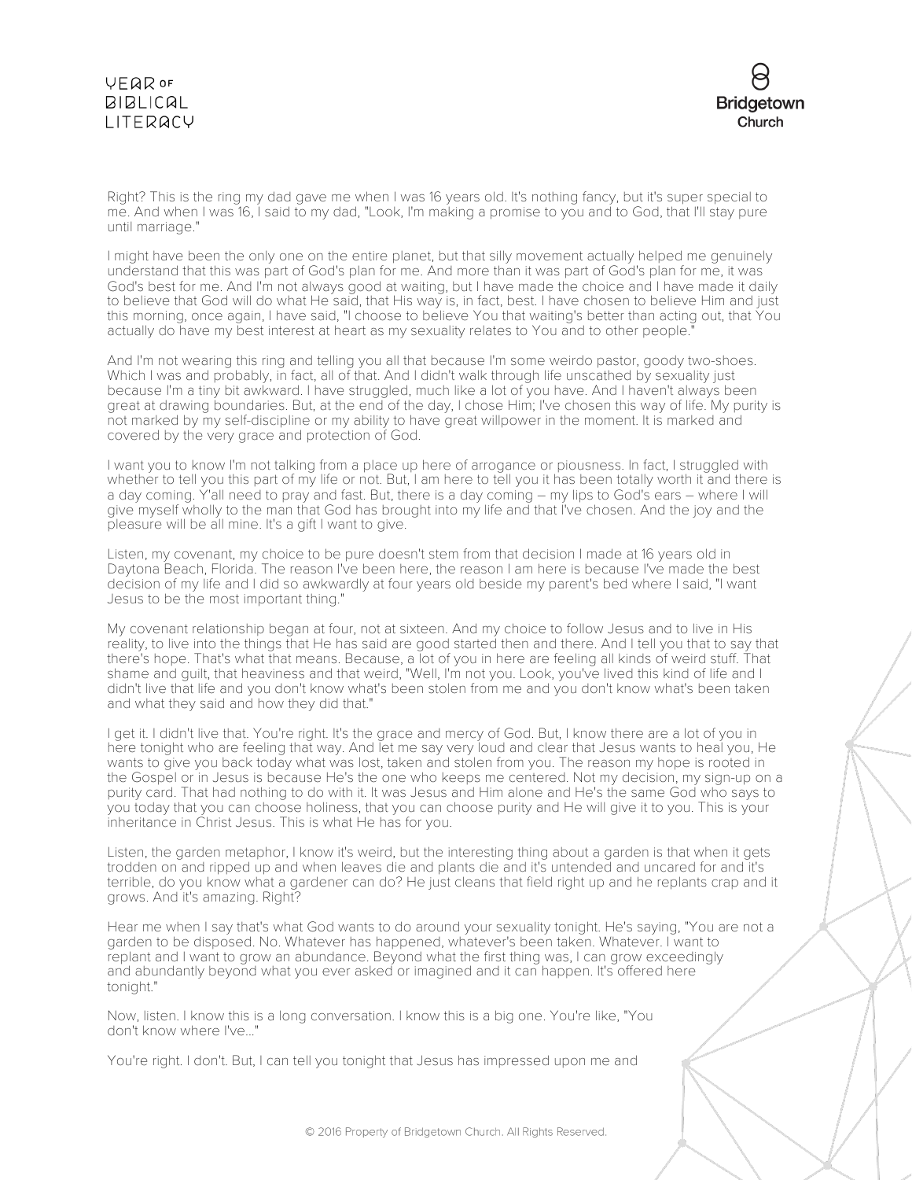Right? This is the ring my dad gave me when I was 16 years old. It's nothing fancy, but it's super special to me. And when I was 16, I said to my dad, "Look, I'm making a promise to you and to God, that I'll stay pure until marriage."

I might have been the only one on the entire planet, but that silly movement actually helped me genuinely understand that this was part of God's plan for me. And more than it was part of God's plan for me, it was God's best for me. And I'm not always good at waiting, but I have made the choice and I have made it daily to believe that God will do what He said, that His way is, in fact, best. I have chosen to believe Him and just this morning, once again, I have said, "I choose to believe You that waiting's better than acting out, that You actually do have my best interest at heart as my sexuality relates to You and to other people."

And I'm not wearing this ring and telling you all that because I'm some weirdo pastor, goody two-shoes. Which I was and probably, in fact, all of that. And I didn't walk through life unscathed by sexuality just because I'm a tiny bit awkward. I have struggled, much like a lot of you have. And I haven't always been great at drawing boundaries. But, at the end of the day, I chose Him; I've chosen this way of life. My purity is not marked by my self-discipline or my ability to have great willpower in the moment. It is marked and covered by the very grace and protection of God.

I want you to know I'm not talking from a place up here of arrogance or piousness. In fact, I struggled with whether to tell you this part of my life or not. But, I am here to tell you it has been totally worth it and there is a day coming. Y'all need to pray and fast. But, there is a day coming – my lips to God's ears – where I will give myself wholly to the man that God has brought into my life and that I've chosen. And the joy and the pleasure will be all mine. It's a gift I want to give.

Listen, my covenant, my choice to be pure doesn't stem from that decision I made at 16 years old in Daytona Beach, Florida. The reason I've been here, the reason I am here is because I've made the best decision of my life and I did so awkwardly at four years old beside my parent's bed where I said, "I want Jesus to be the most important thing."

My covenant relationship began at four, not at sixteen. And my choice to follow Jesus and to live in His reality, to live into the things that He has said are good started then and there. And I tell you that to say that there's hope. That's what that means. Because, a lot of you in here are feeling all kinds of weird stuff. That shame and guilt, that heaviness and that weird, "Well, I'm not you. Look, you've lived this kind of life and I didn't live that life and you don't know what's been stolen from me and you don't know what's been taken and what they said and how they did that."

I get it. I didn't live that. You're right. It's the grace and mercy of God. But, I know there are a lot of you in here tonight who are feeling that way. And let me say very loud and clear that Jesus wants to heal you, He wants to give you back today what was lost, taken and stolen from you. The reason my hope is rooted in the Gospel or in Jesus is because He's the one who keeps me centered. Not my decision, my sign-up on a purity card. That had nothing to do with it. It was Jesus and Him alone and He's the same God who says to you today that you can choose holiness, that you can choose purity and He will give it to you. This is your inheritance in Christ Jesus. This is what He has for you.

Listen, the garden metaphor, I know it's weird, but the interesting thing about a garden is that when it gets trodden on and ripped up and when leaves die and plants die and it's untended and uncared for and it's terrible, do you know what a gardener can do? He just cleans that field right up and he replants crap and it grows. And it's amazing. Right?

Hear me when I say that's what God wants to do around your sexuality tonight. He's saying, "You are not a garden to be disposed. No. Whatever has happened, whatever's been taken. Whatever. I want to replant and I want to grow an abundance. Beyond what the first thing was, I can grow exceedingly and abundantly beyond what you ever asked or imagined and it can happen. It's offered here tonight."

Now, listen. I know this is a long conversation. I know this is a big one. You're like, "You don't know where I've..."

You're right. I don't. But, I can tell you tonight that Jesus has impressed upon me and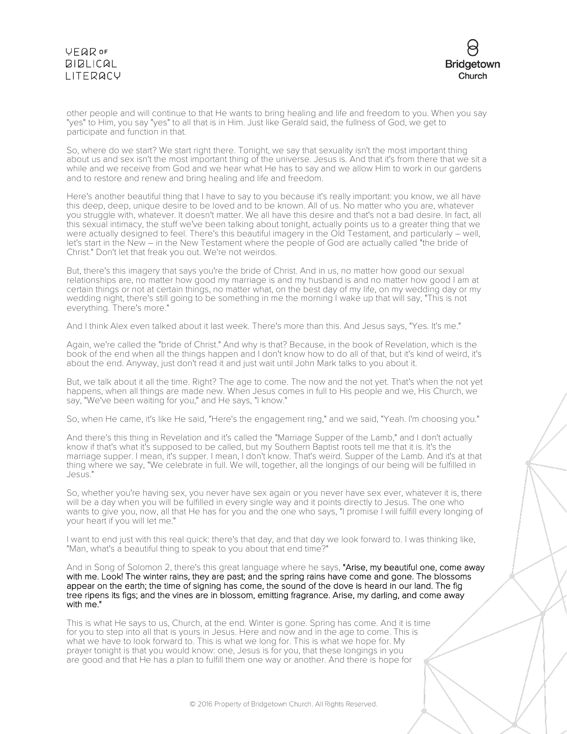other people and will continue to that He wants to bring healing and life and freedom to you. When you say "yes" to Him, you say "yes" to all that is in Him. Just like Gerald said, the fullness of God, we get to participate and function in that.

So, where do we start? We start right there. Tonight, we say that sexuality isn't the most important thing about us and sex isn't the most important thing of the universe. Jesus is. And that it's from there that we sit a while and we receive from God and we hear what He has to say and we allow Him to work in our gardens and to restore and renew and bring healing and life and freedom.

Here's another beautiful thing that I have to say to you because it's really important: you know, we all have this deep, deep, unique desire to be loved and to be known. All of us. No matter who you are, whatever you struggle with, whatever. It doesn't matter. We all have this desire and that's not a bad desire. In fact, all this sexual intimacy, the stuff we've been talking about tonight, actually points us to a greater thing that we were actually designed to feel. There's this beautiful imagery in the Old Testament, and particularly – well, let's start in the New – in the New Testament where the people of God are actually called "the bride of Christ." Don't let that freak you out. We're not weirdos.

But, there's this imagery that says you're the bride of Christ. And in us, no matter how good our sexual relationships are, no matter how good my marriage is and my husband is and no matter how good I am at certain things or not at certain things, no matter what, on the best day of my life, on my wedding day or my wedding night, there's still going to be something in me the morning I wake up that will say, "This is not everything. There's more."

And I think Alex even talked about it last week. There's more than this. And Jesus says, "Yes. It's me."

Again, we're called the "bride of Christ." And why is that? Because, in the book of Revelation, which is the book of the end when all the things happen and I don't know how to do all of that, but it's kind of weird, it's about the end. Anyway, just don't read it and just wait until John Mark talks to you about it.

But, we talk about it all the time. Right? The age to come. The now and the not yet. That's when the not yet happens, when all things are made new. When Jesus comes in full to His people and we, His Church, we say, "We've been waiting for you," and He says, "I know."

So, when He came, it's like He said, "Here's the engagement ring," and we said, "Yeah. I'm choosing you."

And there's this thing in Revelation and it's called the "Marriage Supper of the Lamb," and I don't actually know if that's what it's supposed to be called, but my Southern Baptist roots tell me that it is. It's the marriage supper. I mean, it's supper. I mean, I don't know. That's weird. Supper of the Lamb. And it's at that thing where we say, "We celebrate in full. We will, together, all the longings of our being will be fulfilled in Jesus."

So, whether you're having sex, you never have sex again or you never have sex ever, whatever it is, there will be a day when you will be fulfilled in every single way and it points directly to Jesus. The one who wants to give you, now, all that He has for you and the one who says, "I promise I will fulfill every longing of your heart if you will let me."

I want to end just with this real quick: there's that day, and that day we look forward to. I was thinking like, "Man, what's a beautiful thing to speak to you about that end time?"

And in Song of Solomon 2, there's this great language where he says, "Arise, my beautiful one, come away with me. Look! The winter rains, they are past; and the spring rains have come and gone. The blossoms appear on the earth; the time of signing has come, the sound of the dove is heard in our land. The fig tree ripens its figs; and the vines are in blossom, emitting fragrance. Arise, my darling, and come away with me."

This is what He says to us, Church, at the end. Winter is gone. Spring has come. And it is time for you to step into all that is yours in Jesus. Here and now and in the age to come. This is what we have to look forward to. This is what we long for. This is what we hope for. My prayer tonight is that you would know: one, Jesus is for you, that these longings in you are good and that He has a plan to fulfill them one way or another. And there is hope for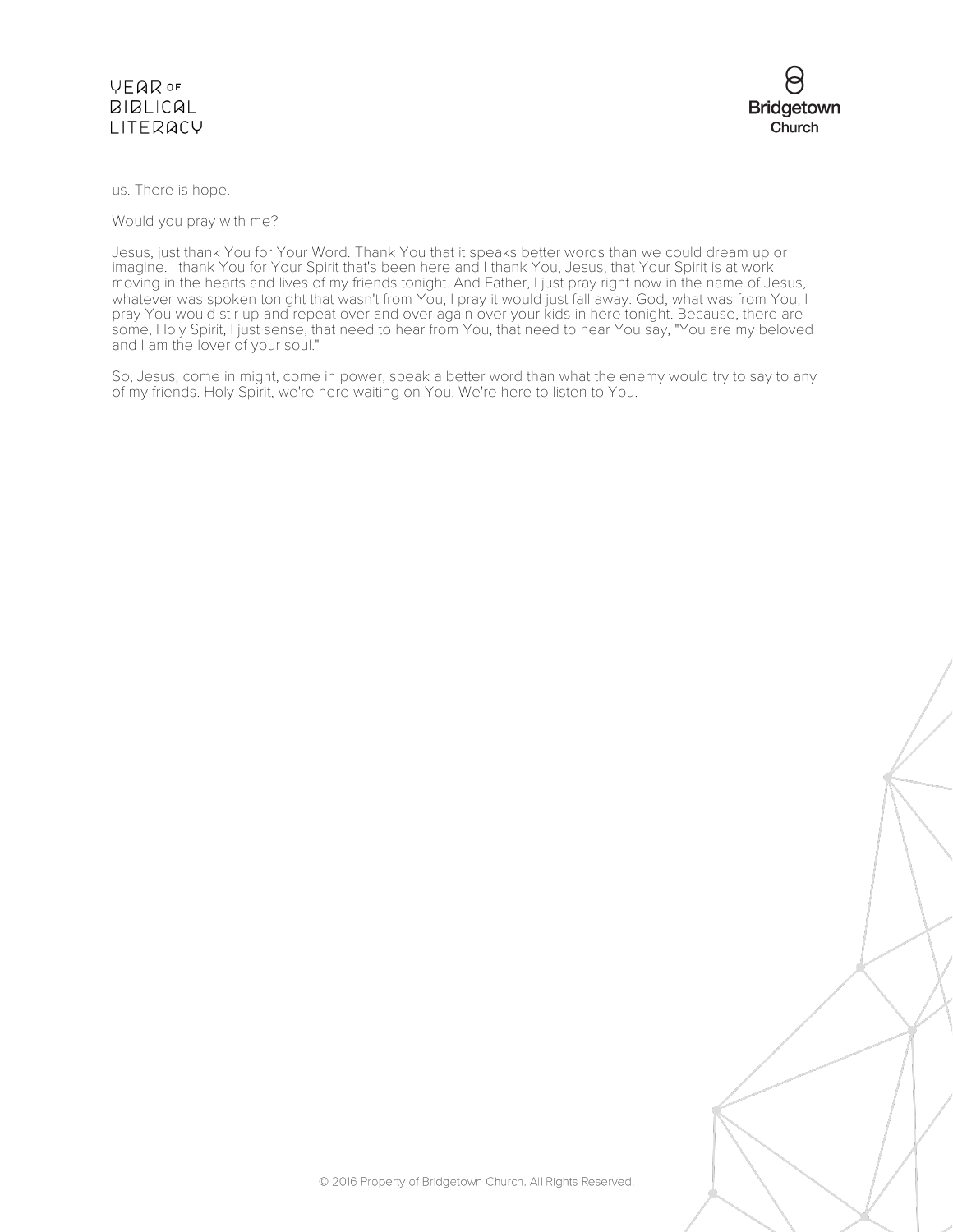us. There is hope.

Would you pray with me?

Jesus, just thank You for Your Word. Thank You that it speaks better words than we could dream up or imagine. I thank You for Your Spirit that's been here and I thank You, Jesus, that Your Spirit is at work moving in the hearts and lives of my friends tonight. And Father, I just pray right now in the name of Jesus, whatever was spoken tonight that wasn't from You, I pray it would just fall away. God, what was from You, I pray You would stir up and repeat over and over again over your kids in here tonight. Because, there are some, Holy Spirit, I just sense, that need to hear from You, that need to hear You say, "You are my beloved and I am the lover of your soul."

So, Jesus, come in might, come in power, speak a better word than what the enemy would try to say to any of my friends. Holy Spirit, we're here waiting on You. We're here to listen to You.